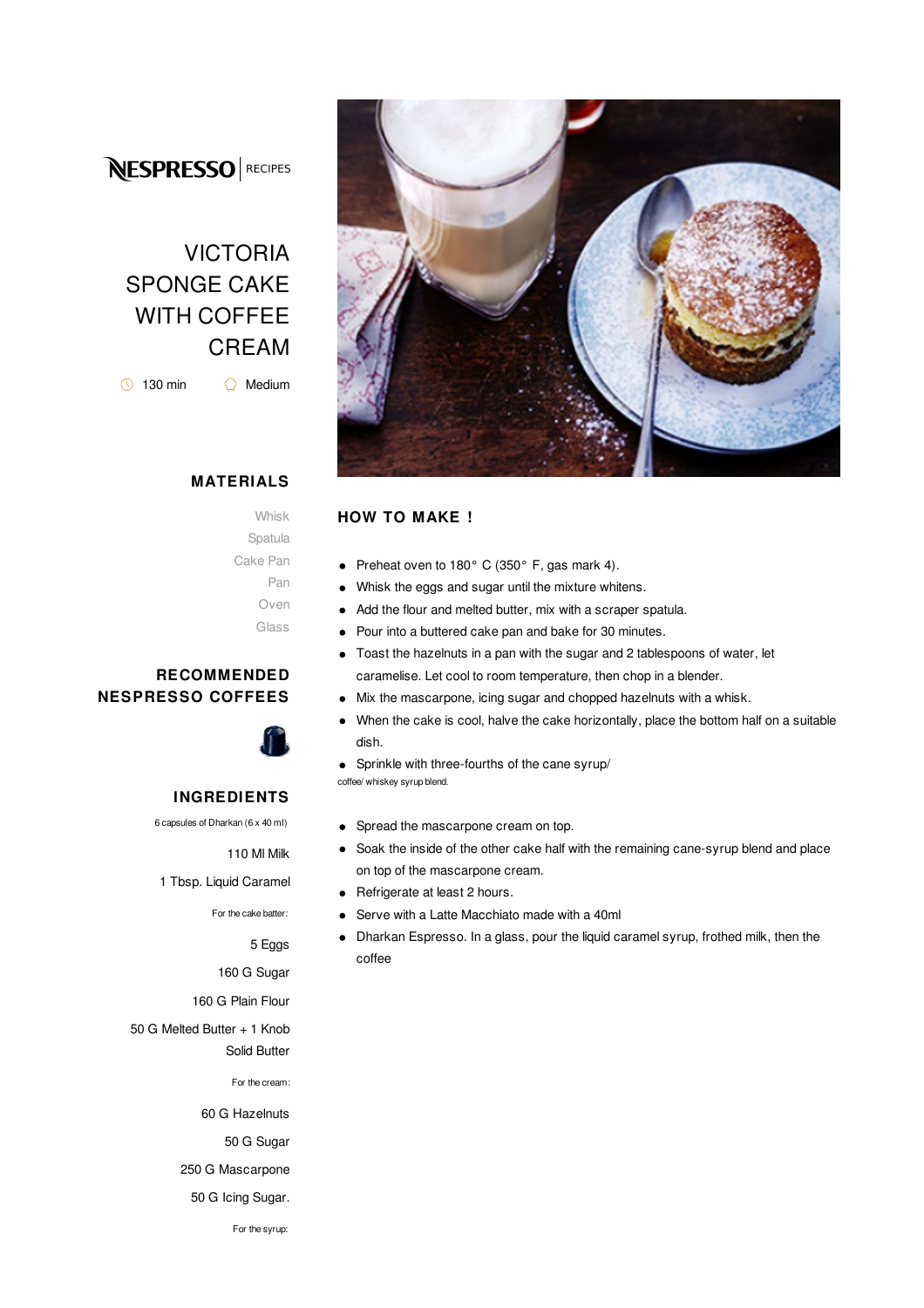NESPRESSO | RECIPES

# VICTORIA SPONGE CAKE WITH COFFEE CREAM

130 min    Medium

## MATERIALS

Whisk
Spatula
Cake Pan
Pan
Oven
Glass

## RECOMMENDED NESPRESSO COFFEES

## INGREDIENTS

6 capsules of Dharkan (6 x 40 ml)

110 Ml Milk

1 Tbsp. Liquid Caramel

For the cake batter:

5 Eggs

160 G Sugar

160 G Plain Flour

50 G Melted Butter + 1 Knob Solid Butter

For the cream:

60 G Hazelnuts

50 G Sugar

250 G Mascarpone

50 G Icing Sugar.

For the syrup:

## HOW TO MAKE !

- Preheat oven to 180° C (350° F, gas mark 4).
- Whisk the eggs and sugar until the mixture whitens.
- Add the flour and melted butter, mix with a scraper spatula.
- Pour into a buttered cake pan and bake for 30 minutes.
- Toast the hazelnuts in a pan with the sugar and 2 tablespoons of water, let caramelise. Let cool to room temperature, then chop in a blender.
- Mix the mascarpone, icing sugar and chopped hazelnuts with a whisk.
- When the cake is cool, halve the cake horizontally, place the bottom half on a suitable dish.
- Sprinkle with three-fourths of the cane syrup/

coffee/ whiskey syrup blend.

- Spread the mascarpone cream on top.
- Soak the inside of the other cake half with the remaining cane-syrup blend and place on top of the mascarpone cream.
- Refrigerate at least 2 hours.
- Serve with a Latte Macchiato made with a 40ml
- Dharkan Espresso. In a glass, pour the liquid caramel syrup, frothed milk, then the coffee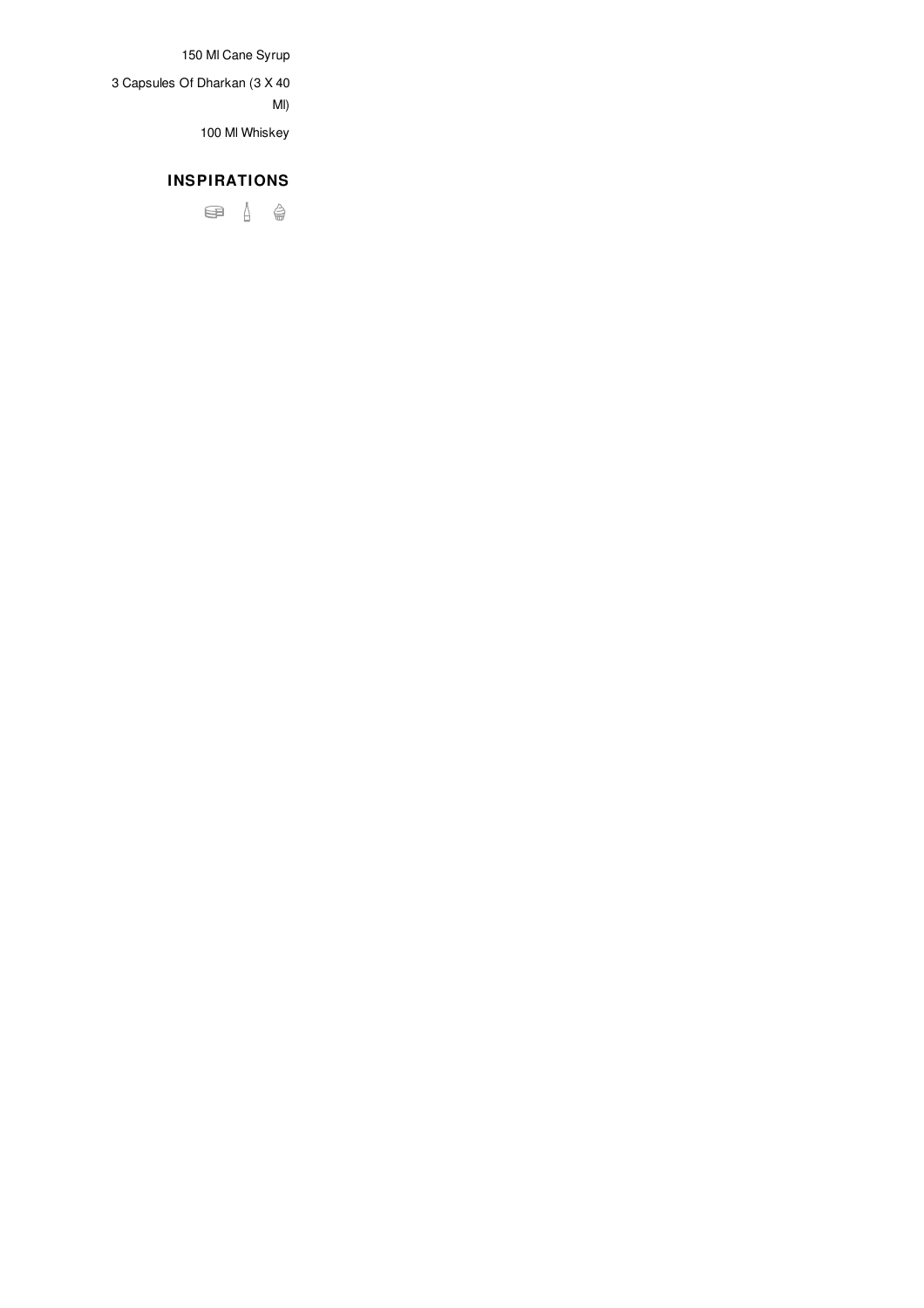150 Ml Cane Syrup

3 Capsules Of Dharkan (3 X 40 Ml)

100 Ml Whiskey

## INSPIRATIONS